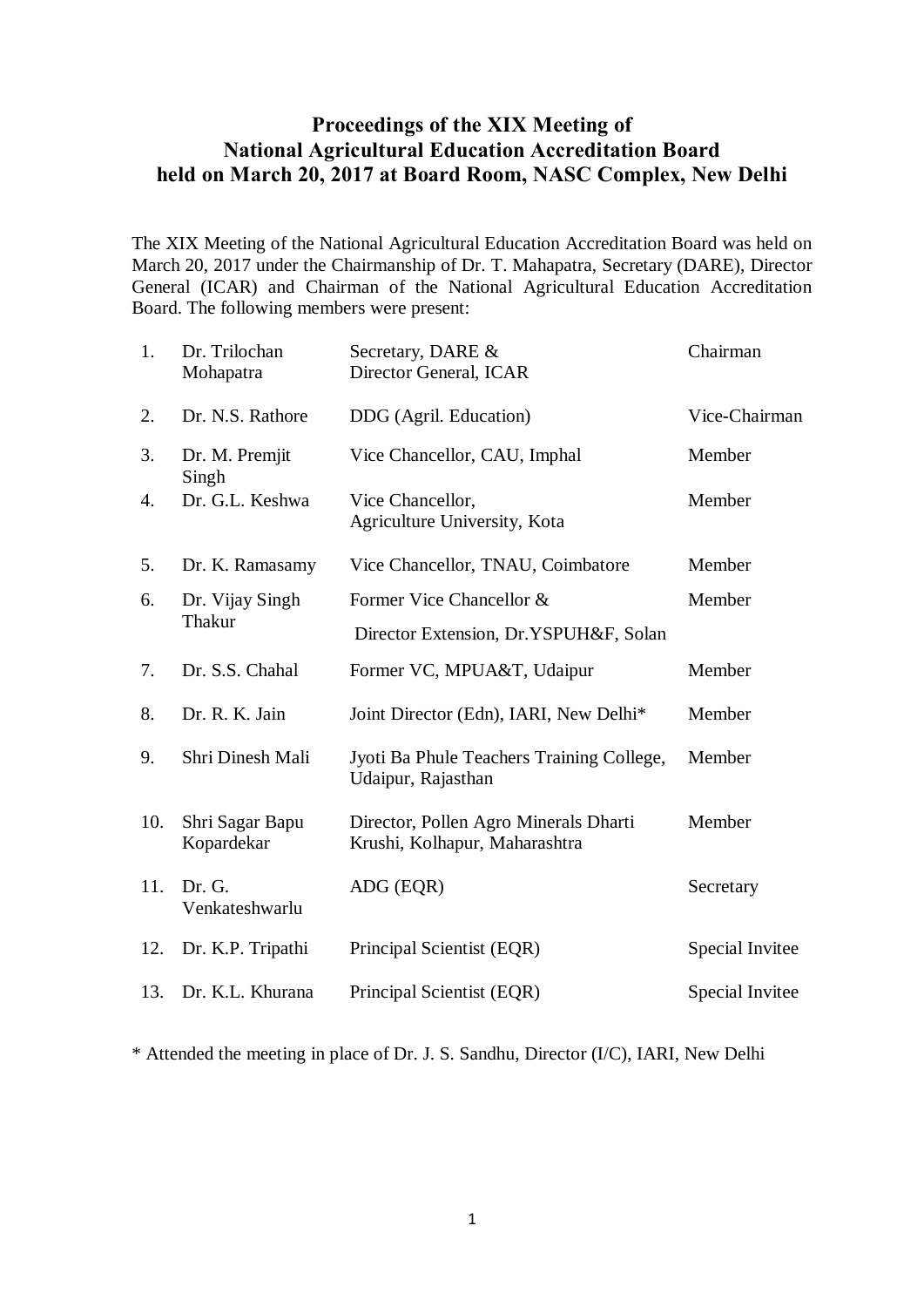# Proceedings of the XIX Meeting of National Agricultural Education Accreditation Board held on March 20, 2017 at Board Room, NASC Complex, New Delhi

The XIX Meeting of the National Agricultural Education Accreditation Board was held on March 20, 2017 under the Chairmanship of Dr. T. Mahapatra, Secretary (DARE), Director General (ICAR) and Chairman of the National Agricultural Education Accreditation Board. The following members were present:

| | | | |
|---|---|---|---|
| 1. | Dr. Trilochan Mohapatra | Secretary, DARE & Director General, ICAR | Chairman |
| 2. | Dr. N.S. Rathore | DDG (Agril. Education) | Vice-Chairman |
| 3. | Dr. M. Premjit Singh | Vice Chancellor, CAU, Imphal | Member |
| 4. | Dr. G.L. Keshwa | Vice Chancellor, Agriculture University, Kota | Member |
| 5. | Dr. K. Ramasamy | Vice Chancellor, TNAU, Coimbatore | Member |
| 6. | Dr. Vijay Singh Thakur | Former Vice Chancellor & Director Extension, Dr.YSPUH&F, Solan | Member |
| 7. | Dr. S.S. Chahal | Former VC, MPUA&T, Udaipur | Member |
| 8. | Dr. R. K. Jain | Joint Director (Edn), IARI, New Delhi* | Member |
| 9. | Shri Dinesh Mali | Jyoti Ba Phule Teachers Training College, Udaipur, Rajasthan | Member |
| 10. | Shri Sagar Bapu Kopardekar | Director, Pollen Agro Minerals Dharti Krushi, Kolhapur, Maharashtra | Member |
| 11. | Dr. G. Venkateshwarlu | ADG (EQR) | Secretary |
| 12. | Dr. K.P. Tripathi | Principal Scientist (EQR) | Special Invitee |
| 13. | Dr. K.L. Khurana | Principal Scientist (EQR) | Special Invitee |

* Attended the meeting in place of Dr. J. S. Sandhu, Director (I/C), IARI, New Delhi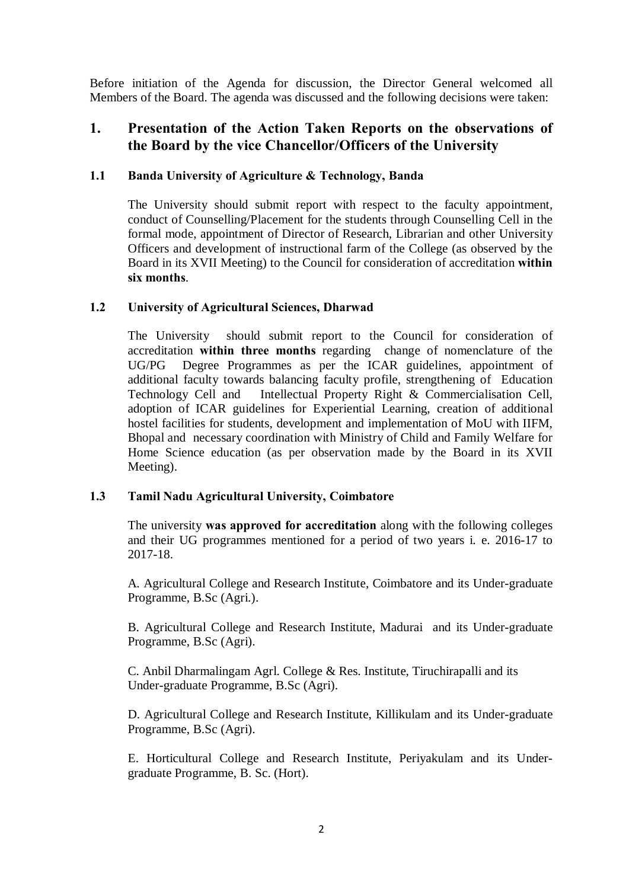Before initiation of the Agenda for discussion, the Director General welcomed all Members of the Board. The agenda was discussed and the following decisions were taken:

## 1. Presentation of the Action Taken Reports on the observations of the Board by the vice Chancellor/Officers of the University

### 1.1 Banda University of Agriculture & Technology, Banda

The University should submit report with respect to the faculty appointment, conduct of Counselling/Placement for the students through Counselling Cell in the formal mode, appointment of Director of Research, Librarian and other University Officers and development of instructional farm of the College (as observed by the Board in its XVII Meeting) to the Council for consideration of accreditation **within six months**.

### 1.2 University of Agricultural Sciences, Dharwad

The University should submit report to the Council for consideration of accreditation **within three months** regarding change of nomenclature of the UG/PG Degree Programmes as per the ICAR guidelines, appointment of additional faculty towards balancing faculty profile, strengthening of Education Technology Cell and Intellectual Property Right & Commercialisation Cell, adoption of ICAR guidelines for Experiential Learning, creation of additional hostel facilities for students, development and implementation of MoU with IIFM, Bhopal and necessary coordination with Ministry of Child and Family Welfare for Home Science education (as per observation made by the Board in its XVII Meeting).

### 1.3 Tamil Nadu Agricultural University, Coimbatore

The university **was approved for accreditation** along with the following colleges and their UG programmes mentioned for a period of two years i. e. 2016-17 to 2017-18.

A. Agricultural College and Research Institute, Coimbatore and its Under-graduate Programme, B.Sc (Agri.).

B. Agricultural College and Research Institute, Madurai and its Under-graduate Programme, B.Sc (Agri).

C. Anbil Dharmalingam Agrl. College & Res. Institute, Tiruchirapalli and its Under-graduate Programme, B.Sc (Agri).

D. Agricultural College and Research Institute, Killikulam and its Under-graduate Programme, B.Sc (Agri).

E. Horticultural College and Research Institute, Periyakulam and its Under-graduate Programme, B. Sc. (Hort).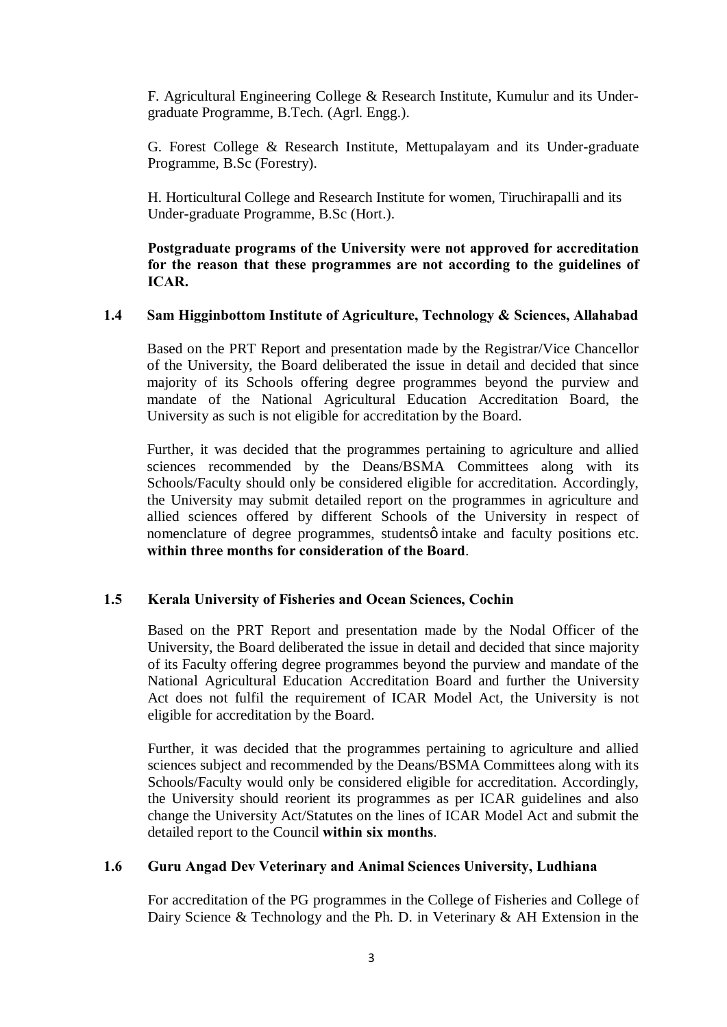F. Agricultural Engineering College & Research Institute, Kumulur and its Under-graduate Programme, B.Tech. (Agrl. Engg.).

G. Forest College & Research Institute, Mettupalayam and its Under-graduate Programme, B.Sc (Forestry).

H. Horticultural College and Research Institute for women, Tiruchirapalli and its Under-graduate Programme, B.Sc (Hort.).

**Postgraduate programs of the University were not approved for accreditation for the reason that these programmes are not according to the guidelines of ICAR.**

### 1.4 Sam Higginbottom Institute of Agriculture, Technology & Sciences, Allahabad

Based on the PRT Report and presentation made by the Registrar/Vice Chancellor of the University, the Board deliberated the issue in detail and decided that since majority of its Schools offering degree programmes beyond the purview and mandate of the National Agricultural Education Accreditation Board, the University as such is not eligible for accreditation by the Board.

Further, it was decided that the programmes pertaining to agriculture and allied sciences recommended by the Deans/BSMA Committees along with its Schools/Faculty should only be considered eligible for accreditation. Accordingly, the University may submit detailed report on the programmes in agriculture and allied sciences offered by different Schools of the University in respect of nomenclature of degree programmes, studentsô intake and faculty positions etc. **within three months for consideration of the Board**.

### 1.5 Kerala University of Fisheries and Ocean Sciences, Cochin

Based on the PRT Report and presentation made by the Nodal Officer of the University, the Board deliberated the issue in detail and decided that since majority of its Faculty offering degree programmes beyond the purview and mandate of the National Agricultural Education Accreditation Board and further the University Act does not fulfil the requirement of ICAR Model Act, the University is not eligible for accreditation by the Board.

Further, it was decided that the programmes pertaining to agriculture and allied sciences subject and recommended by the Deans/BSMA Committees along with its Schools/Faculty would only be considered eligible for accreditation. Accordingly, the University should reorient its programmes as per ICAR guidelines and also change the University Act/Statutes on the lines of ICAR Model Act and submit the detailed report to the Council **within six months**.

### 1.6 Guru Angad Dev Veterinary and Animal Sciences University, Ludhiana

For accreditation of the PG programmes in the College of Fisheries and College of Dairy Science & Technology and the Ph. D. in Veterinary & AH Extension in the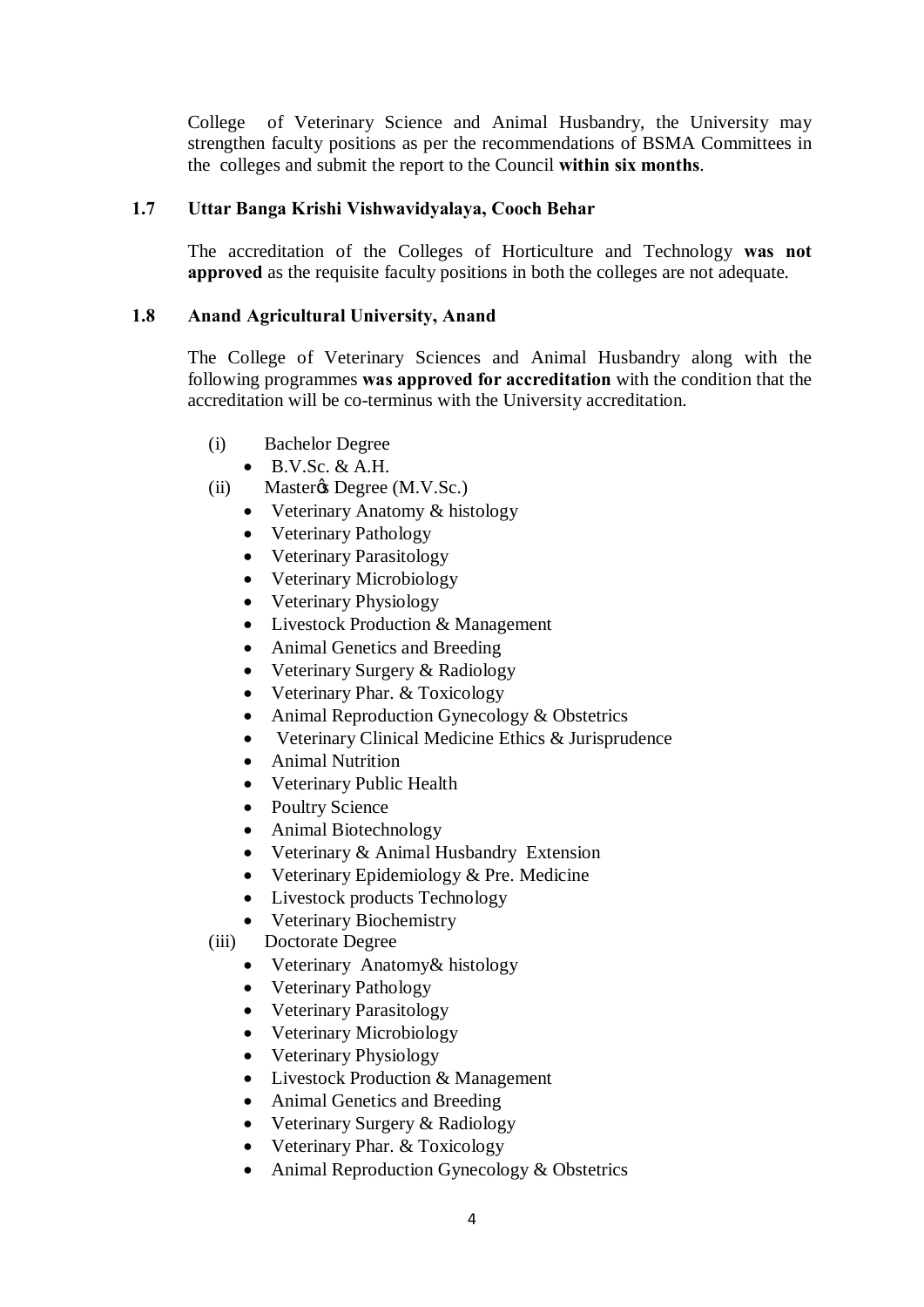College of Veterinary Science and Animal Husbandry, the University may strengthen faculty positions as per the recommendations of BSMA Committees in the colleges and submit the report to the Council **within six months**.

### 1.7 Uttar Banga Krishi Vishwavidyalaya, Cooch Behar

The accreditation of the Colleges of Horticulture and Technology **was not approved** as the requisite faculty positions in both the colleges are not adequate.

### 1.8 Anand Agricultural University, Anand

The College of Veterinary Sciences and Animal Husbandry along with the following programmes **was approved for accreditation** with the condition that the accreditation will be co-terminus with the University accreditation.

(i) Bachelor Degree
- B.V.Sc. & A.H.

(ii) Master's Degree (M.V.Sc.)
- Veterinary Anatomy & histology
- Veterinary Pathology
- Veterinary Parasitology
- Veterinary Microbiology
- Veterinary Physiology
- Livestock Production & Management
- Animal Genetics and Breeding
- Veterinary Surgery & Radiology
- Veterinary Phar. & Toxicology
- Animal Reproduction Gynecology & Obstetrics
- Veterinary Clinical Medicine Ethics & Jurisprudence
- Animal Nutrition
- Veterinary Public Health
- Poultry Science
- Animal Biotechnology
- Veterinary & Animal Husbandry Extension
- Veterinary Epidemiology & Pre. Medicine
- Livestock products Technology
- Veterinary Biochemistry

(iii) Doctorate Degree
- Veterinary Anatomy& histology
- Veterinary Pathology
- Veterinary Parasitology
- Veterinary Microbiology
- Veterinary Physiology
- Livestock Production & Management
- Animal Genetics and Breeding
- Veterinary Surgery & Radiology
- Veterinary Phar. & Toxicology
- Animal Reproduction Gynecology & Obstetrics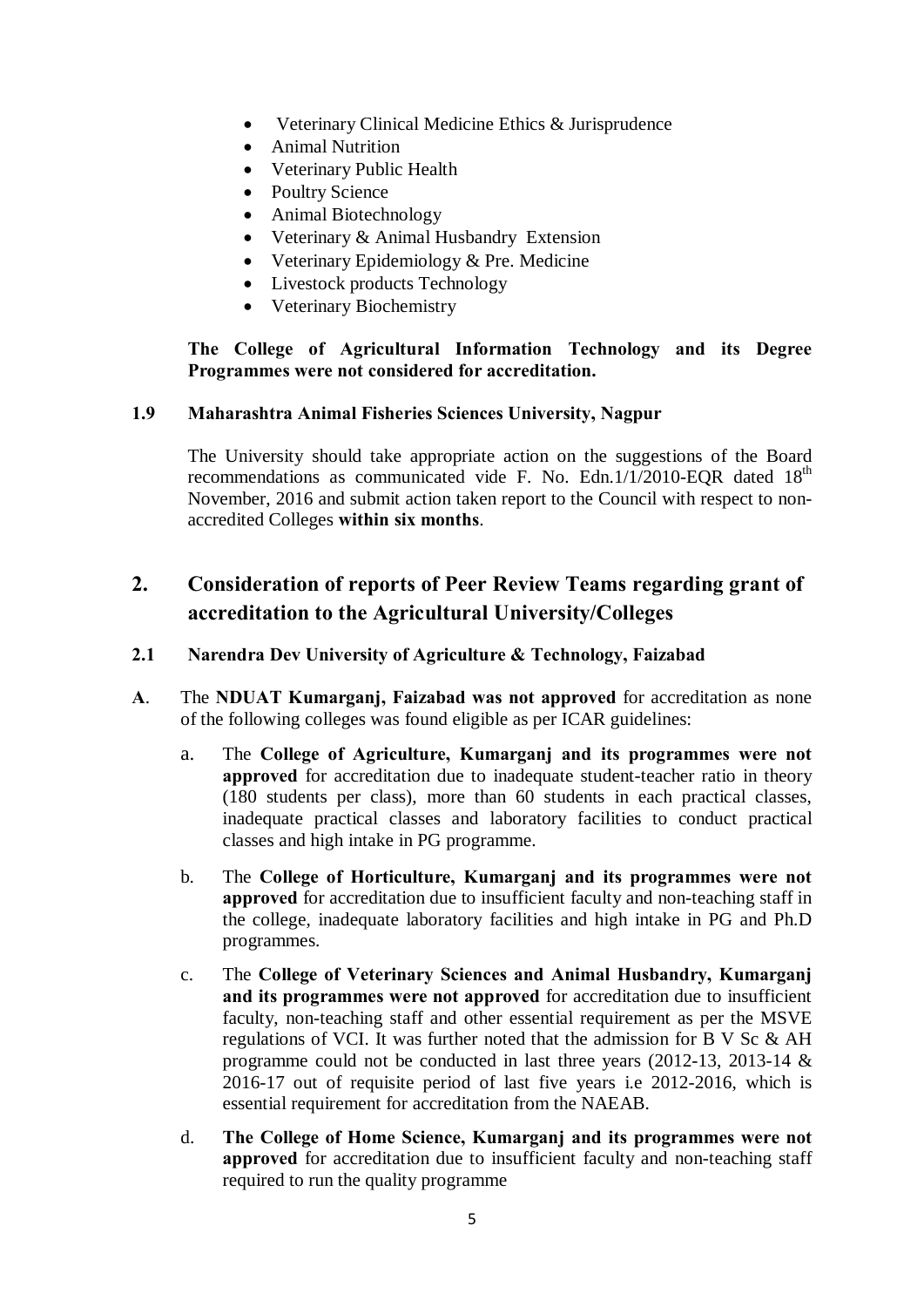- Veterinary Clinical Medicine Ethics & Jurisprudence
- Animal Nutrition
- Veterinary Public Health
- Poultry Science
- Animal Biotechnology
- Veterinary & Animal Husbandry Extension
- Veterinary Epidemiology & Pre. Medicine
- Livestock products Technology
- Veterinary Biochemistry

**The College of Agricultural Information Technology and its Degree Programmes were not considered for accreditation.**

**1.9 Maharashtra Animal Fisheries Sciences University, Nagpur**

The University should take appropriate action on the suggestions of the Board recommendations as communicated vide F. No. Edn.1/1/2010-EQR dated 18th November, 2016 and submit action taken report to the Council with respect to non-accredited Colleges **within six months**.

## 2. Consideration of reports of Peer Review Teams regarding grant of accreditation to the Agricultural University/Colleges

**2.1 Narendra Dev University of Agriculture & Technology, Faizabad**

**A**. The **NDUAT Kumarganj, Faizabad was not approved** for accreditation as none of the following colleges was found eligible as per ICAR guidelines:

a. The **College of Agriculture, Kumarganj and its programmes were not approved** for accreditation due to inadequate student-teacher ratio in theory (180 students per class), more than 60 students in each practical classes, inadequate practical classes and laboratory facilities to conduct practical classes and high intake in PG programme.

b. The **College of Horticulture, Kumarganj and its programmes were not approved** for accreditation due to insufficient faculty and non-teaching staff in the college, inadequate laboratory facilities and high intake in PG and Ph.D programmes.

c. The **College of Veterinary Sciences and Animal Husbandry, Kumarganj and its programmes were not approved** for accreditation due to insufficient faculty, non-teaching staff and other essential requirement as per the MSVE regulations of VCI. It was further noted that the admission for B V Sc & AH programme could not be conducted in last three years (2012-13, 2013-14 & 2016-17 out of requisite period of last five years i.e 2012-2016, which is essential requirement for accreditation from the NAEAB.

d. **The College of Home Science, Kumarganj and its programmes were not approved** for accreditation due to insufficient faculty and non-teaching staff required to run the quality programme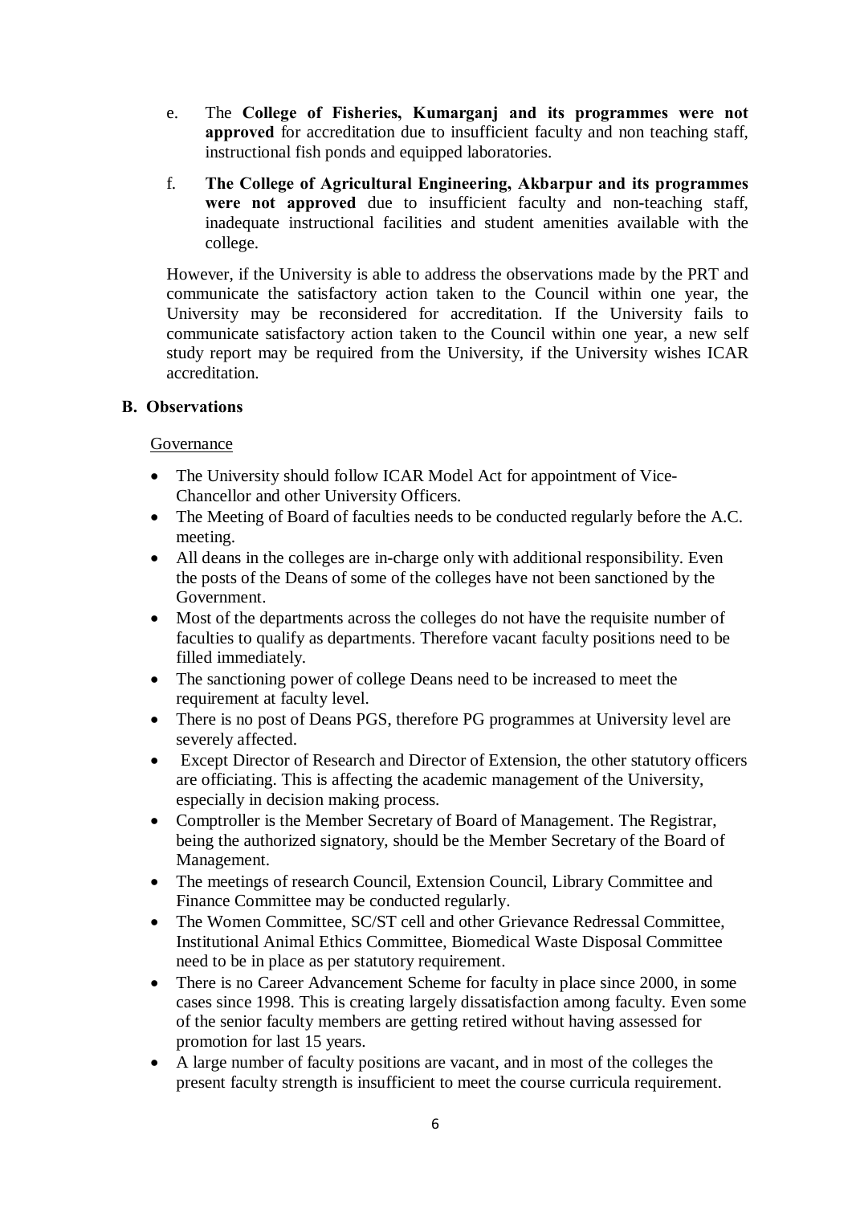e. The **College of Fisheries, Kumarganj and its programmes were not approved** for accreditation due to insufficient faculty and non teaching staff, instructional fish ponds and equipped laboratories.

f. **The College of Agricultural Engineering, Akbarpur and its programmes were not approved** due to insufficient faculty and non-teaching staff, inadequate instructional facilities and student amenities available with the college.

However, if the University is able to address the observations made by the PRT and communicate the satisfactory action taken to the Council within one year, the University may be reconsidered for accreditation. If the University fails to communicate satisfactory action taken to the Council within one year, a new self study report may be required from the University, if the University wishes ICAR accreditation.

**B. Observations**

Governance

- The University should follow ICAR Model Act for appointment of Vice-Chancellor and other University Officers.
- The Meeting of Board of faculties needs to be conducted regularly before the A.C. meeting.
- All deans in the colleges are in-charge only with additional responsibility. Even the posts of the Deans of some of the colleges have not been sanctioned by the Government.
- Most of the departments across the colleges do not have the requisite number of faculties to qualify as departments. Therefore vacant faculty positions need to be filled immediately.
- The sanctioning power of college Deans need to be increased to meet the requirement at faculty level.
- There is no post of Deans PGS, therefore PG programmes at University level are severely affected.
- Except Director of Research and Director of Extension, the other statutory officers are officiating. This is affecting the academic management of the University, especially in decision making process.
- Comptroller is the Member Secretary of Board of Management. The Registrar, being the authorized signatory, should be the Member Secretary of the Board of Management.
- The meetings of research Council, Extension Council, Library Committee and Finance Committee may be conducted regularly.
- The Women Committee, SC/ST cell and other Grievance Redressal Committee, Institutional Animal Ethics Committee, Biomedical Waste Disposal Committee need to be in place as per statutory requirement.
- There is no Career Advancement Scheme for faculty in place since 2000, in some cases since 1998. This is creating largely dissatisfaction among faculty. Even some of the senior faculty members are getting retired without having assessed for promotion for last 15 years.
- A large number of faculty positions are vacant, and in most of the colleges the present faculty strength is insufficient to meet the course curricula requirement.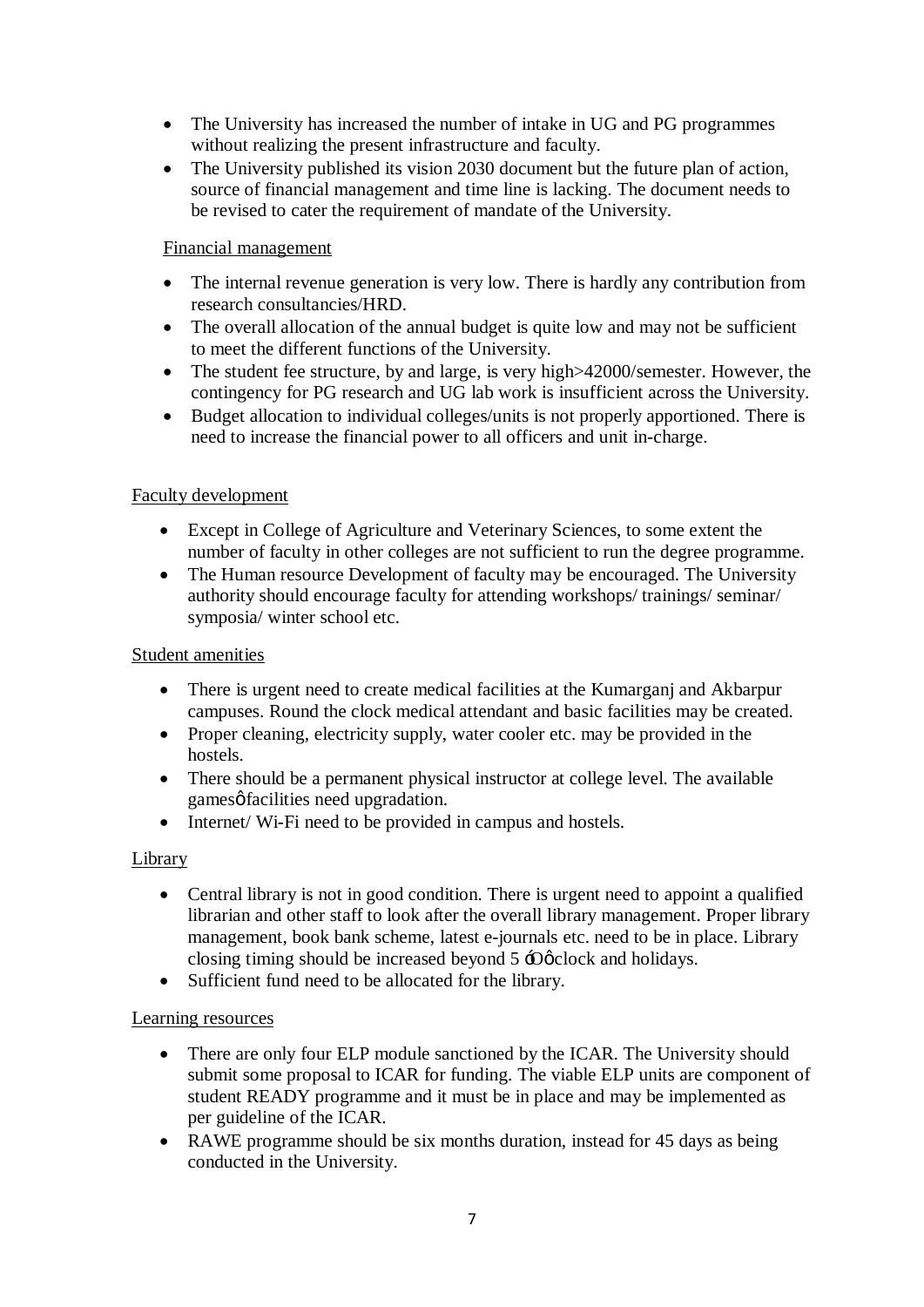- The University has increased the number of intake in UG and PG programmes without realizing the present infrastructure and faculty.
- The University published its vision 2030 document but the future plan of action, source of financial management and time line is lacking. The document needs to be revised to cater the requirement of mandate of the University.

Financial management

- The internal revenue generation is very low. There is hardly any contribution from research consultancies/HRD.
- The overall allocation of the annual budget is quite low and may not be sufficient to meet the different functions of the University.
- The student fee structure, by and large, is very high>42000/semester. However, the contingency for PG research and UG lab work is insufficient across the University.
- Budget allocation to individual colleges/units is not properly apportioned. There is need to increase the financial power to all officers and unit in-charge.

Faculty development

- Except in College of Agriculture and Veterinary Sciences, to some extent the number of faculty in other colleges are not sufficient to run the degree programme.
- The Human resource Development of faculty may be encouraged. The University authority should encourage faculty for attending workshops/ trainings/ seminar/ symposia/ winter school etc.

Student amenities

- There is urgent need to create medical facilities at the Kumarganj and Akbarpur campuses. Round the clock medical attendant and basic facilities may be created.
- Proper cleaning, electricity supply, water cooler etc. may be provided in the hostels.
- There should be a permanent physical instructor at college level. The available games' facilities need upgradation.
- Internet/ Wi-Fi need to be provided in campus and hostels.

Library

- Central library is not in good condition. There is urgent need to appoint a qualified librarian and other staff to look after the overall library management. Proper library management, book bank scheme, latest e-journals etc. need to be in place. Library closing timing should be increased beyond 5 'O' clock and holidays.
- Sufficient fund need to be allocated for the library.

Learning resources

- There are only four ELP module sanctioned by the ICAR. The University should submit some proposal to ICAR for funding. The viable ELP units are component of student READY programme and it must be in place and may be implemented as per guideline of the ICAR.
- RAWE programme should be six months duration, instead for 45 days as being conducted in the University.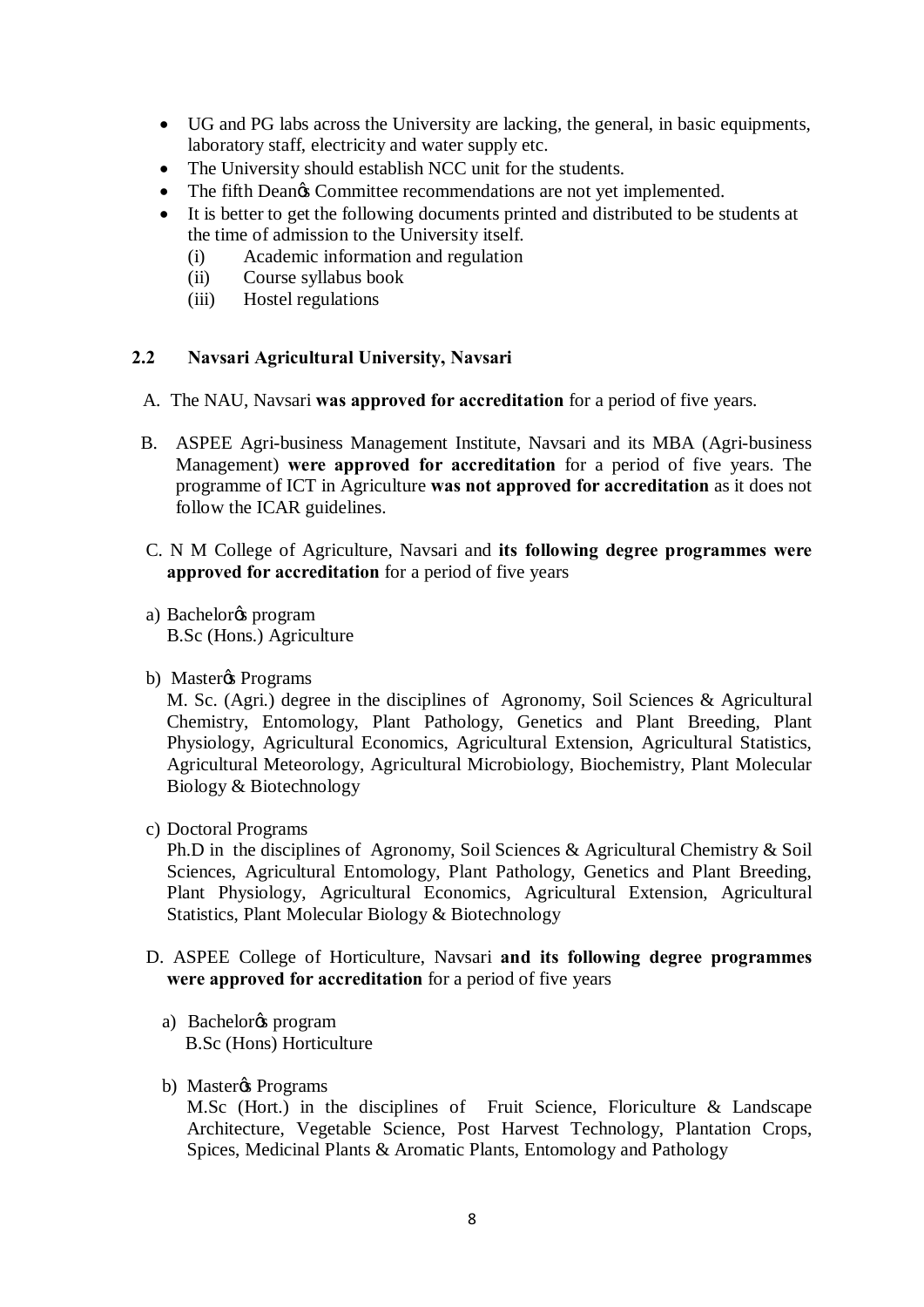- UG and PG labs across the University are lacking, the general, in basic equipments, laboratory staff, electricity and water supply etc.
- The University should establish NCC unit for the students.
- The fifth Dean's Committee recommendations are not yet implemented.
- It is better to get the following documents printed and distributed to be students at the time of admission to the University itself.
  - (i) Academic information and regulation
  - (ii) Course syllabus book
  - (iii) Hostel regulations

### 2.2 Navsari Agricultural University, Navsari

A. The NAU, Navsari **was approved for accreditation** for a period of five years.

B. ASPEE Agri-business Management Institute, Navsari and its MBA (Agri-business Management) **were approved for accreditation** for a period of five years. The programme of ICT in Agriculture **was not approved for accreditation** as it does not follow the ICAR guidelines.

C. N M College of Agriculture, Navsari and **its following degree programmes were approved for accreditation** for a period of five years

a) Bachelor's program
B.Sc (Hons.) Agriculture

b) Master's Programs
M. Sc. (Agri.) degree in the disciplines of Agronomy, Soil Sciences & Agricultural Chemistry, Entomology, Plant Pathology, Genetics and Plant Breeding, Plant Physiology, Agricultural Economics, Agricultural Extension, Agricultural Statistics, Agricultural Meteorology, Agricultural Microbiology, Biochemistry, Plant Molecular Biology & Biotechnology

c) Doctoral Programs
Ph.D in the disciplines of Agronomy, Soil Sciences & Agricultural Chemistry & Soil Sciences, Agricultural Entomology, Plant Pathology, Genetics and Plant Breeding, Plant Physiology, Agricultural Economics, Agricultural Extension, Agricultural Statistics, Plant Molecular Biology & Biotechnology

D. ASPEE College of Horticulture, Navsari **and its following degree programmes were approved for accreditation** for a period of five years

a) Bachelor's program
B.Sc (Hons) Horticulture

b) Master's Programs
M.Sc (Hort.) in the disciplines of Fruit Science, Floriculture & Landscape Architecture, Vegetable Science, Post Harvest Technology, Plantation Crops, Spices, Medicinal Plants & Aromatic Plants, Entomology and Pathology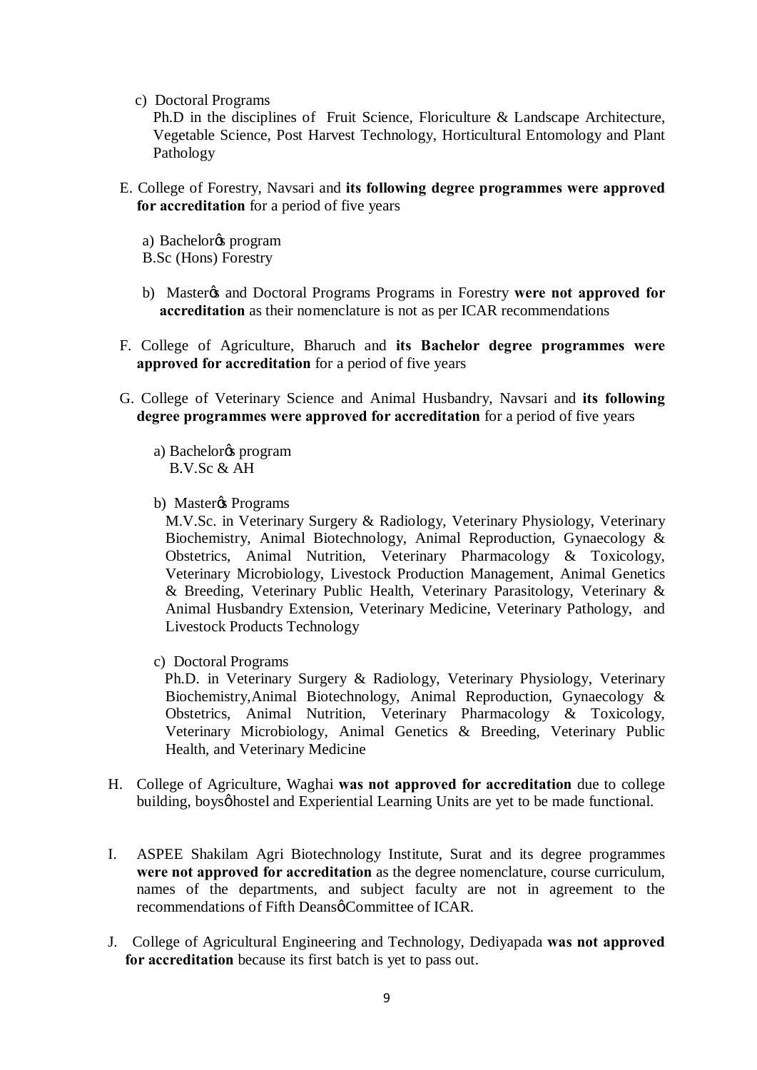c) Doctoral Programs

Ph.D in the disciplines of Fruit Science, Floriculture & Landscape Architecture, Vegetable Science, Post Harvest Technology, Horticultural Entomology and Plant Pathology

E. College of Forestry, Navsari and **its following degree programmes were approved for accreditation** for a period of five years

a) Bachelor's program

B.Sc (Hons) Forestry

b) Master's and Doctoral Programs Programs in Forestry **were not approved for accreditation** as their nomenclature is not as per ICAR recommendations

F. College of Agriculture, Bharuch and **its Bachelor degree programmes were approved for accreditation** for a period of five years

G. College of Veterinary Science and Animal Husbandry, Navsari and **its following degree programmes were approved for accreditation** for a period of five years

a) Bachelor's program

B.V.Sc & AH

b) Master's Programs

M.V.Sc. in Veterinary Surgery & Radiology, Veterinary Physiology, Veterinary Biochemistry, Animal Biotechnology, Animal Reproduction, Gynaecology & Obstetrics, Animal Nutrition, Veterinary Pharmacology & Toxicology, Veterinary Microbiology, Livestock Production Management, Animal Genetics & Breeding, Veterinary Public Health, Veterinary Parasitology, Veterinary & Animal Husbandry Extension, Veterinary Medicine, Veterinary Pathology, and Livestock Products Technology

c) Doctoral Programs

Ph.D. in Veterinary Surgery & Radiology, Veterinary Physiology, Veterinary Biochemistry,Animal Biotechnology, Animal Reproduction, Gynaecology & Obstetrics, Animal Nutrition, Veterinary Pharmacology & Toxicology, Veterinary Microbiology, Animal Genetics & Breeding, Veterinary Public Health, and Veterinary Medicine

H. College of Agriculture, Waghai **was not approved for accreditation** due to college building, boys' hostel and Experiential Learning Units are yet to be made functional.

I. ASPEE Shakilam Agri Biotechnology Institute, Surat and its degree programmes **were not approved for accreditation** as the degree nomenclature, course curriculum, names of the departments, and subject faculty are not in agreement to the recommendations of Fifth Deans' Committee of ICAR.

J. College of Agricultural Engineering and Technology, Dediyapada **was not approved for accreditation** because its first batch is yet to pass out.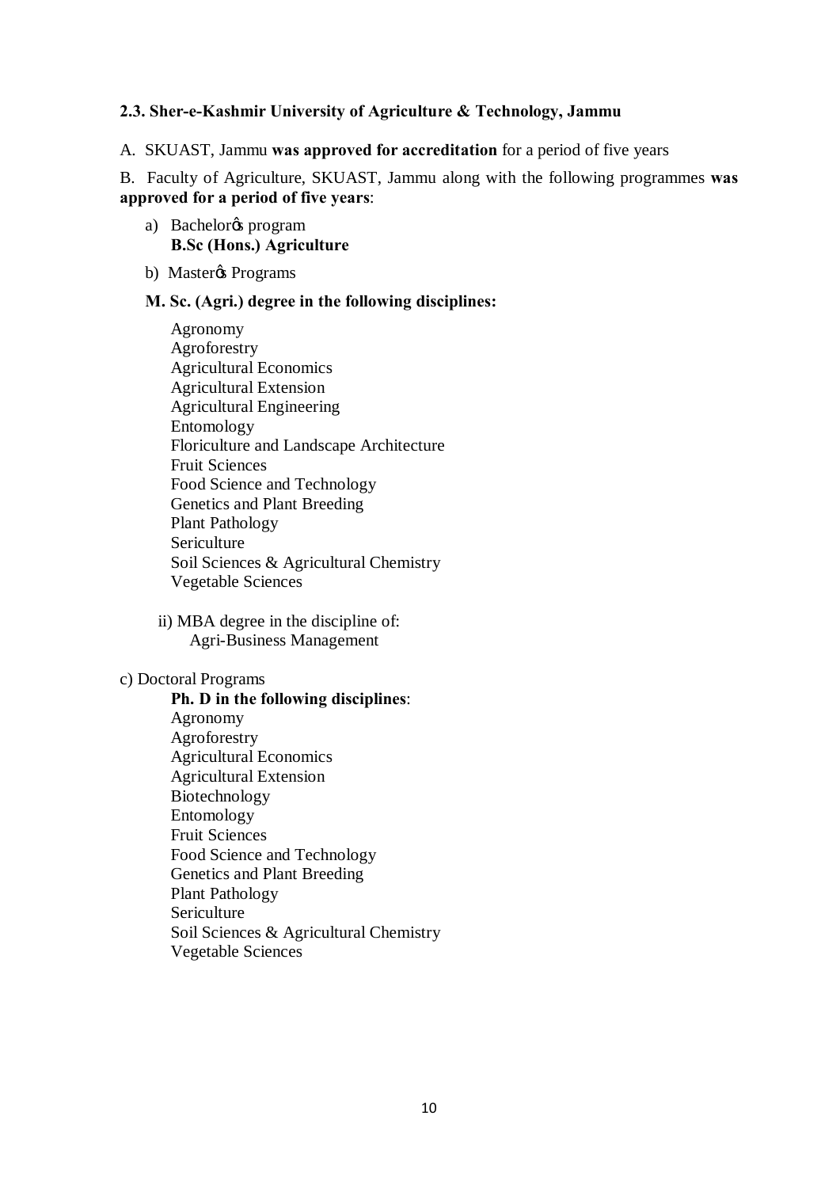**2.3. Sher-e-Kashmir University of Agriculture & Technology, Jammu**

A. SKUAST, Jammu **was approved for accreditation** for a period of five years

B. Faculty of Agriculture, SKUAST, Jammu along with the following programmes **was approved for a period of five years**:

a) Bachelorǿs program
   **B.Sc (Hons.) Agriculture**

b) Masterǿs Programs

**M. Sc. (Agri.) degree in the following disciplines:**

Agronomy
Agroforestry
Agricultural Economics
Agricultural Extension
Agricultural Engineering
Entomology
Floriculture and Landscape Architecture
Fruit Sciences
Food Science and Technology
Genetics and Plant Breeding
Plant Pathology
Sericulture
Soil Sciences & Agricultural Chemistry
Vegetable Sciences

ii) MBA degree in the discipline of:
   Agri-Business Management

c) Doctoral Programs

**Ph. D in the following disciplines**:
Agronomy
Agroforestry
Agricultural Economics
Agricultural Extension
Biotechnology
Entomology
Fruit Sciences
Food Science and Technology
Genetics and Plant Breeding
Plant Pathology
Sericulture
Soil Sciences & Agricultural Chemistry
Vegetable Sciences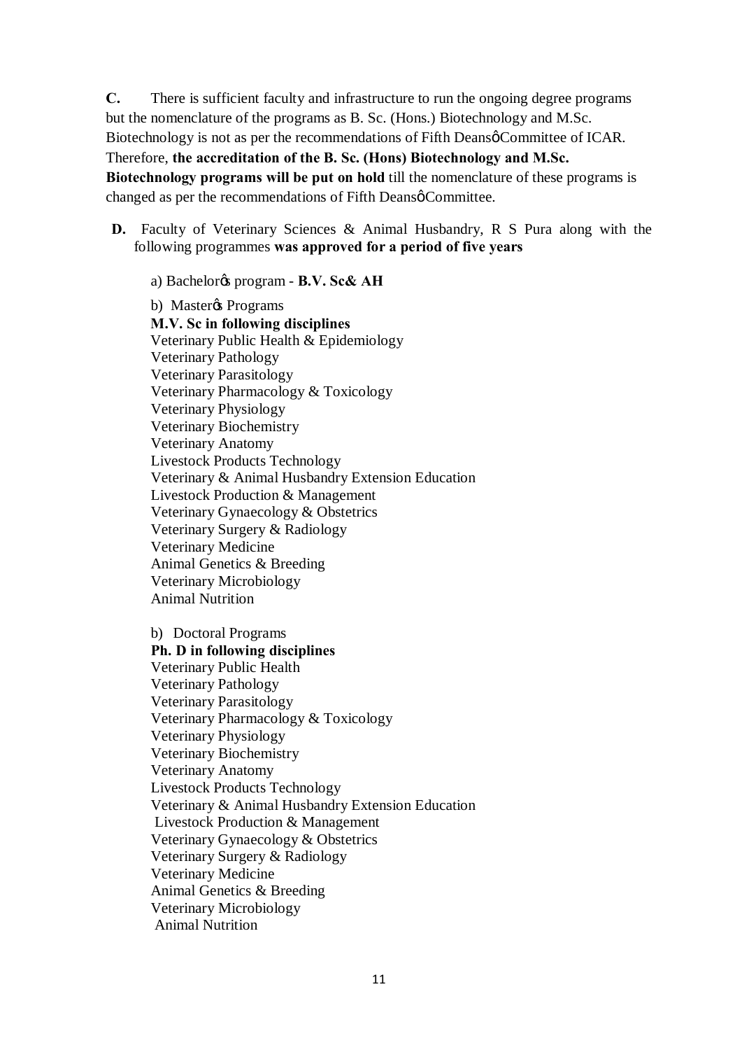**C.** There is sufficient faculty and infrastructure to run the ongoing degree programs but the nomenclature of the programs as B. Sc. (Hons.) Biotechnology and M.Sc. Biotechnology is not as per the recommendations of Fifth Deans' Committee of ICAR. Therefore, **the accreditation of the B. Sc. (Hons) Biotechnology and M.Sc. Biotechnology programs will be put on hold** till the nomenclature of these programs is changed as per the recommendations of Fifth Deans' Committee.

**D.** Faculty of Veterinary Sciences & Animal Husbandry, R S Pura along with the following programmes **was approved for a period of five years**

a) Bachelor's program - **B.V. Sc& AH**

b) Master's Programs

**M.V. Sc in following disciplines**

Veterinary Public Health & Epidemiology
Veterinary Pathology
Veterinary Parasitology
Veterinary Pharmacology & Toxicology
Veterinary Physiology
Veterinary Biochemistry
Veterinary Anatomy
Livestock Products Technology
Veterinary & Animal Husbandry Extension Education
Livestock Production & Management
Veterinary Gynaecology & Obstetrics
Veterinary Surgery & Radiology
Veterinary Medicine
Animal Genetics & Breeding
Veterinary Microbiology
Animal Nutrition

b) Doctoral Programs

**Ph. D in following disciplines**

Veterinary Public Health
Veterinary Pathology
Veterinary Parasitology
Veterinary Pharmacology & Toxicology
Veterinary Physiology
Veterinary Biochemistry
Veterinary Anatomy
Livestock Products Technology
Veterinary & Animal Husbandry Extension Education
Livestock Production & Management
Veterinary Gynaecology & Obstetrics
Veterinary Surgery & Radiology
Veterinary Medicine
Animal Genetics & Breeding
Veterinary Microbiology
Animal Nutrition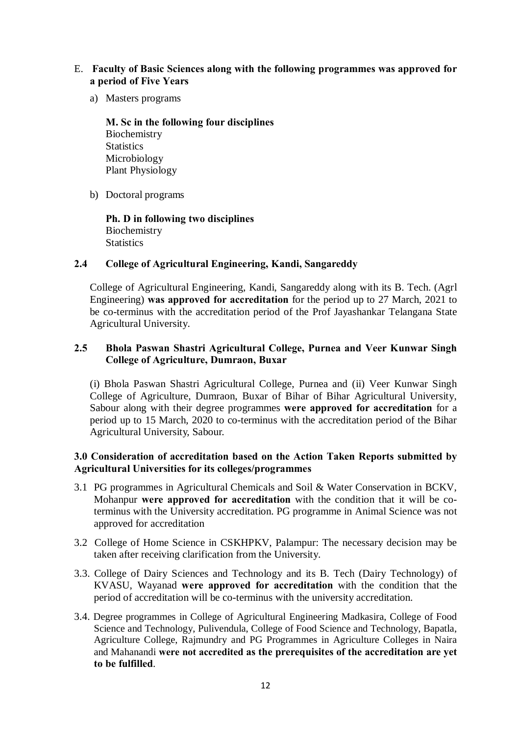E. **Faculty of Basic Sciences along with the following programmes was approved for a period of Five Years**

a) Masters programs

**M. Sc in the following four disciplines**
Biochemistry
Statistics
Microbiology
Plant Physiology

b) Doctoral programs

**Ph. D in following two disciplines**
Biochemistry
Statistics

### 2.4 College of Agricultural Engineering, Kandi, Sangareddy

College of Agricultural Engineering, Kandi, Sangareddy along with its B. Tech. (Agrl Engineering) **was approved for accreditation** for the period up to 27 March, 2021 to be co-terminus with the accreditation period of the Prof Jayashankar Telangana State Agricultural University.

### 2.5 Bhola Paswan Shastri Agricultural College, Purnea and Veer Kunwar Singh College of Agriculture, Dumraon, Buxar

(i) Bhola Paswan Shastri Agricultural College, Purnea and (ii) Veer Kunwar Singh College of Agriculture, Dumraon, Buxar of Bihar of Bihar Agricultural University, Sabour along with their degree programmes **were approved for accreditation** for a period up to 15 March, 2020 to co-terminus with the accreditation period of the Bihar Agricultural University, Sabour.

### 3.0 Consideration of accreditation based on the Action Taken Reports submitted by Agricultural Universities for its colleges/programmes

3.1 PG programmes in Agricultural Chemicals and Soil & Water Conservation in BCKV, Mohanpur **were approved for accreditation** with the condition that it will be co-terminus with the University accreditation. PG programme in Animal Science was not approved for accreditation

3.2 College of Home Science in CSKHPKV, Palampur: The necessary decision may be taken after receiving clarification from the University.

3.3. College of Dairy Sciences and Technology and its B. Tech (Dairy Technology) of KVASU, Wayanad **were approved for accreditation** with the condition that the period of accreditation will be co-terminus with the university accreditation.

3.4. Degree programmes in College of Agricultural Engineering Madkasira, College of Food Science and Technology, Pulivendula, College of Food Science and Technology, Bapatla, Agriculture College, Rajmundry and PG Programmes in Agriculture Colleges in Naira and Mahanandi **were not accredited as the prerequisites of the accreditation are yet to be fulfilled**.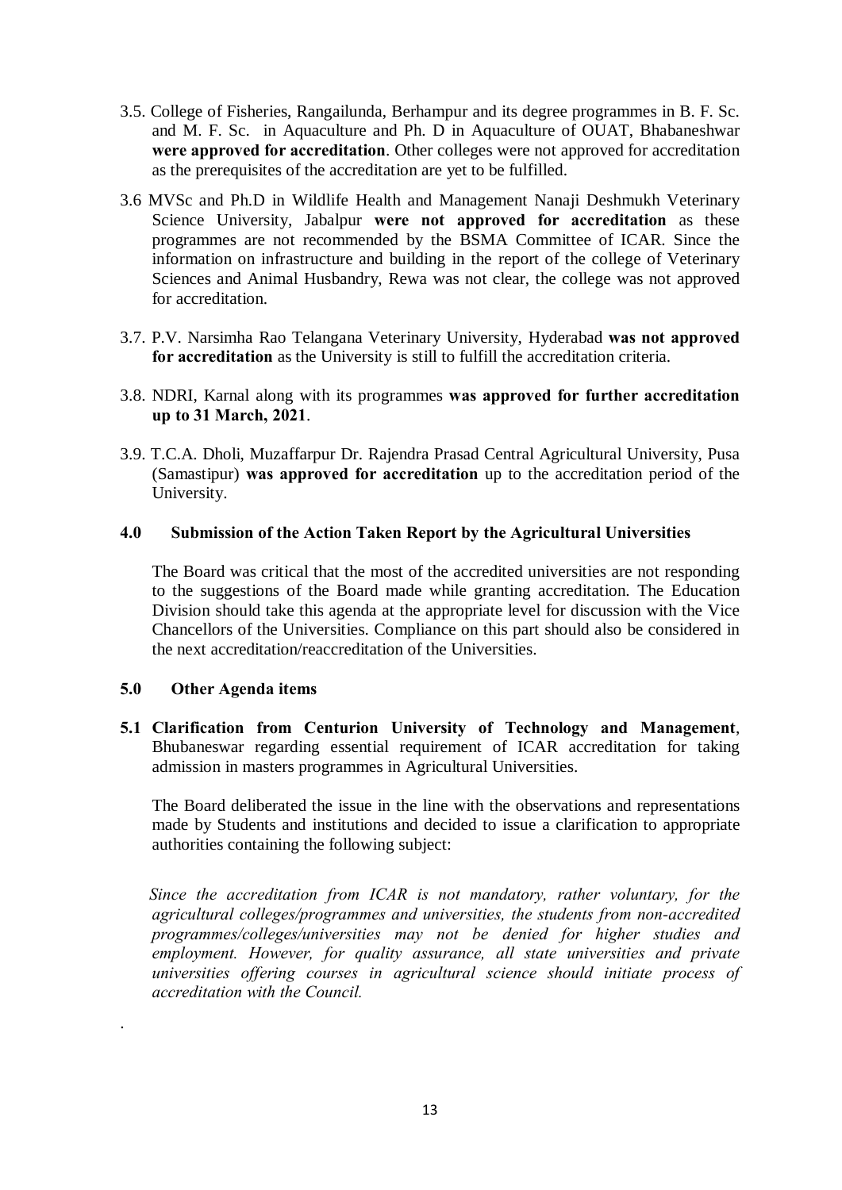3.5. College of Fisheries, Rangailunda, Berhampur and its degree programmes in B. F. Sc. and M. F. Sc. in Aquaculture and Ph. D in Aquaculture of OUAT, Bhabaneshwar **were approved for accreditation**. Other colleges were not approved for accreditation as the prerequisites of the accreditation are yet to be fulfilled.

3.6 MVSc and Ph.D in Wildlife Health and Management Nanaji Deshmukh Veterinary Science University, Jabalpur **were not approved for accreditation** as these programmes are not recommended by the BSMA Committee of ICAR. Since the information on infrastructure and building in the report of the college of Veterinary Sciences and Animal Husbandry, Rewa was not clear, the college was not approved for accreditation.

3.7. P.V. Narsimha Rao Telangana Veterinary University, Hyderabad **was not approved for accreditation** as the University is still to fulfill the accreditation criteria.

3.8. NDRI, Karnal along with its programmes **was approved for further accreditation up to 31 March, 2021**.

3.9. T.C.A. Dholi, Muzaffarpur Dr. Rajendra Prasad Central Agricultural University, Pusa (Samastipur) **was approved for accreditation** up to the accreditation period of the University.

## 4.0 Submission of the Action Taken Report by the Agricultural Universities

The Board was critical that the most of the accredited universities are not responding to the suggestions of the Board made while granting accreditation. The Education Division should take this agenda at the appropriate level for discussion with the Vice Chancellors of the Universities. Compliance on this part should also be considered in the next accreditation/reaccreditation of the Universities.

## 5.0 Other Agenda items

**5.1 Clarification from Centurion University of Technology and Management**, Bhubaneswar regarding essential requirement of ICAR accreditation for taking admission in masters programmes in Agricultural Universities.

The Board deliberated the issue in the line with the observations and representations made by Students and institutions and decided to issue a clarification to appropriate authorities containing the following subject:

*Since the accreditation from ICAR is not mandatory, rather voluntary, for the agricultural colleges/programmes and universities, the students from non-accredited programmes/colleges/universities may not be denied for higher studies and employment. However, for quality assurance, all state universities and private universities offering courses in agricultural science should initiate process of accreditation with the Council.*

.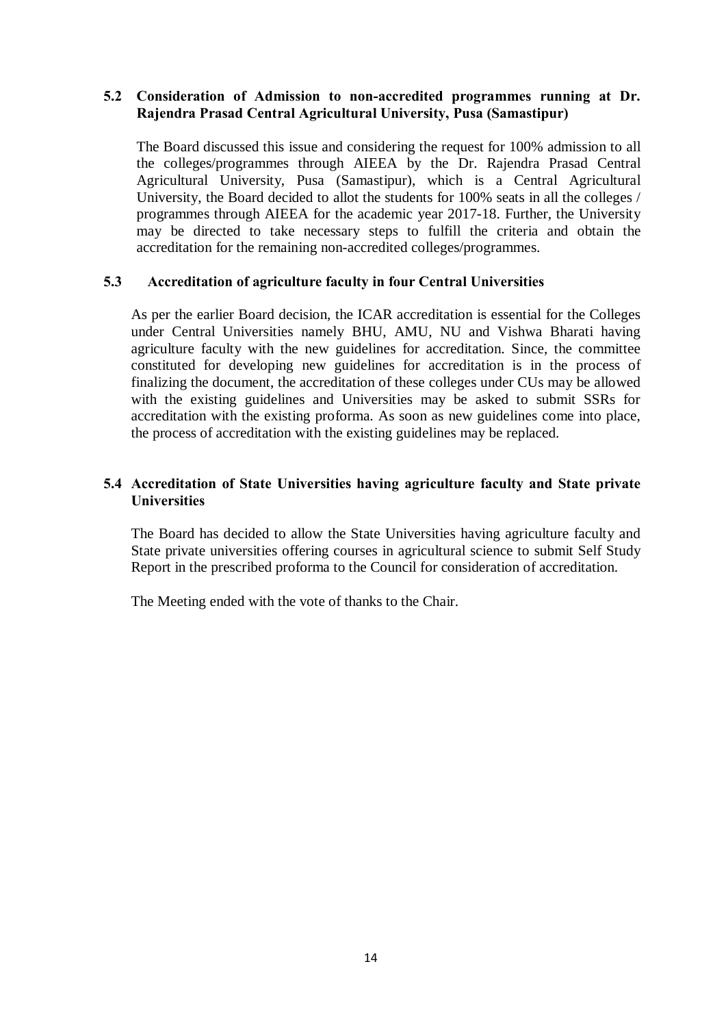### 5.2 Consideration of Admission to non-accredited programmes running at Dr. Rajendra Prasad Central Agricultural University, Pusa (Samastipur)

The Board discussed this issue and considering the request for 100% admission to all the colleges/programmes through AIEEA by the Dr. Rajendra Prasad Central Agricultural University, Pusa (Samastipur), which is a Central Agricultural University, the Board decided to allot the students for 100% seats in all the colleges / programmes through AIEEA for the academic year 2017-18. Further, the University may be directed to take necessary steps to fulfill the criteria and obtain the accreditation for the remaining non-accredited colleges/programmes.

### 5.3 Accreditation of agriculture faculty in four Central Universities

As per the earlier Board decision, the ICAR accreditation is essential for the Colleges under Central Universities namely BHU, AMU, NU and Vishwa Bharati having agriculture faculty with the new guidelines for accreditation. Since, the committee constituted for developing new guidelines for accreditation is in the process of finalizing the document, the accreditation of these colleges under CUs may be allowed with the existing guidelines and Universities may be asked to submit SSRs for accreditation with the existing proforma. As soon as new guidelines come into place, the process of accreditation with the existing guidelines may be replaced.

### 5.4 Accreditation of State Universities having agriculture faculty and State private Universities

The Board has decided to allow the State Universities having agriculture faculty and State private universities offering courses in agricultural science to submit Self Study Report in the prescribed proforma to the Council for consideration of accreditation.

The Meeting ended with the vote of thanks to the Chair.